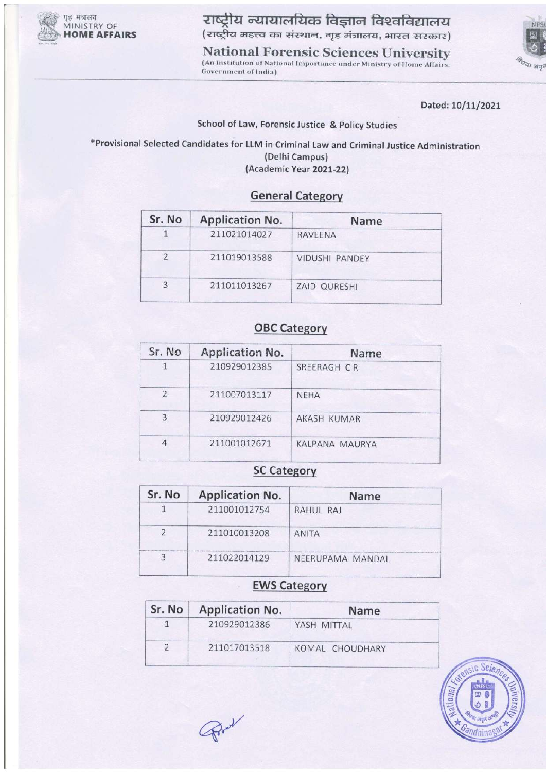गृह मंत्रालय
MINISTRY OF
**HOME AFFAIRS**

# राष्ट्रीय न्यायालयिक विज्ञान विश्वविद्यालय
(राष्ट्रीय महत्त्व का संस्थान, गृह मंत्रालय, भारत सरकार)

# National Forensic Sciences University
(An Institution of National Importance under Ministry of Home Affairs, Government of India)

**Dated: 10/11/2021**

School of Law, Forensic Justice & Policy Studies

*Provisional Selected Candidates for LLM in Criminal Law and Criminal Justice Administration
(Delhi Campus)
(Academic Year 2021-22)

## General Category

| Sr. No | Application No. | Name |
|---|---|---|
| 1 | 211021014027 | RAVEENA |
| 2 | 211019013588 | VIDUSHI PANDEY |
| 3 | 211011013267 | ZAID QURESHI |

## OBC Category

| Sr. No | Application No. | Name |
|---|---|---|
| 1 | 210929012385 | SREERAGH C R |
| 2 | 211007013117 | NEHA |
| 3 | 210929012426 | AKASH KUMAR |
| 4 | 211001012671 | KALPANA MAURYA |

## SC Category

| Sr. No | Application No. | Name |
|---|---|---|
| 1 | 211001012754 | RAHUL RAJ |
| 2 | 211010013208 | ANITA |
| 3 | 211022014129 | NEERUPAMA MANDAL |

## EWS Category

| Sr. No | Application No. | Name |
|---|---|---|
| 1 | 210929012386 | YASH MITTAL |
| 2 | 211017013518 | KOMAL CHOUDHARY |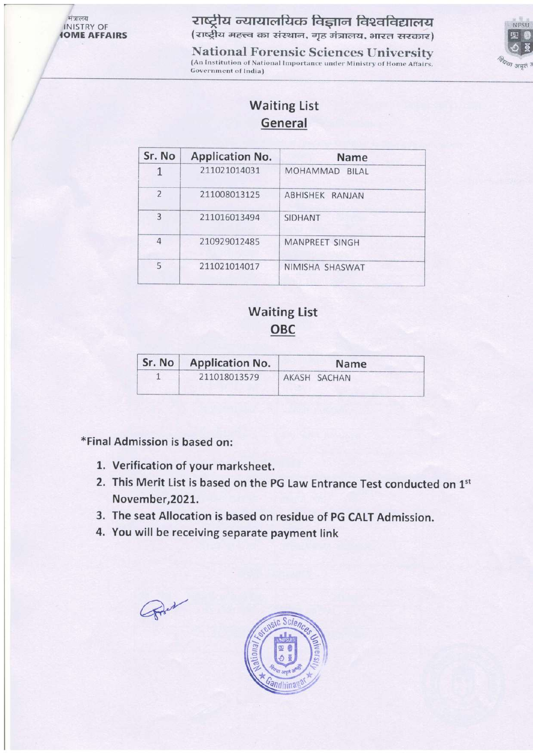मंत्रालय
MINISTRY OF
HOME AFFAIRS

# राष्ट्रीय न्यायालयिक विज्ञान विश्वविद्यालय

(राष्ट्रीय महत्त्व का संस्थान, गृह मंत्रालय, भारत सरकार)

# National Forensic Sciences University

(An Institution of National Importance under Ministry of Home Affairs, Government of India)

## Waiting List

### General

| Sr. No | Application No. | Name |
|---|---|---|
| 1 | 211021014031 | MOHAMMAD BILAL |
| 2 | 211008013125 | ABHISHEK RANJAN |
| 3 | 211016013494 | SIDHANT |
| 4 | 210929012485 | MANPREET SINGH |
| 5 | 211021014017 | NIMISHA SHASWAT |

## Waiting List

### OBC

| Sr. No | Application No. | Name |
|---|---|---|
| 1 | 211018013579 | AKASH SACHAN |

**\*Final Admission is based on:**

1. **Verification of your marksheet.**
2. **This Merit List is based on the PG Law Entrance Test conducted on 1st November,2021.**
3. **The seat Allocation is based on residue of PG CALT Admission.**
4. **You will be receiving separate payment link**